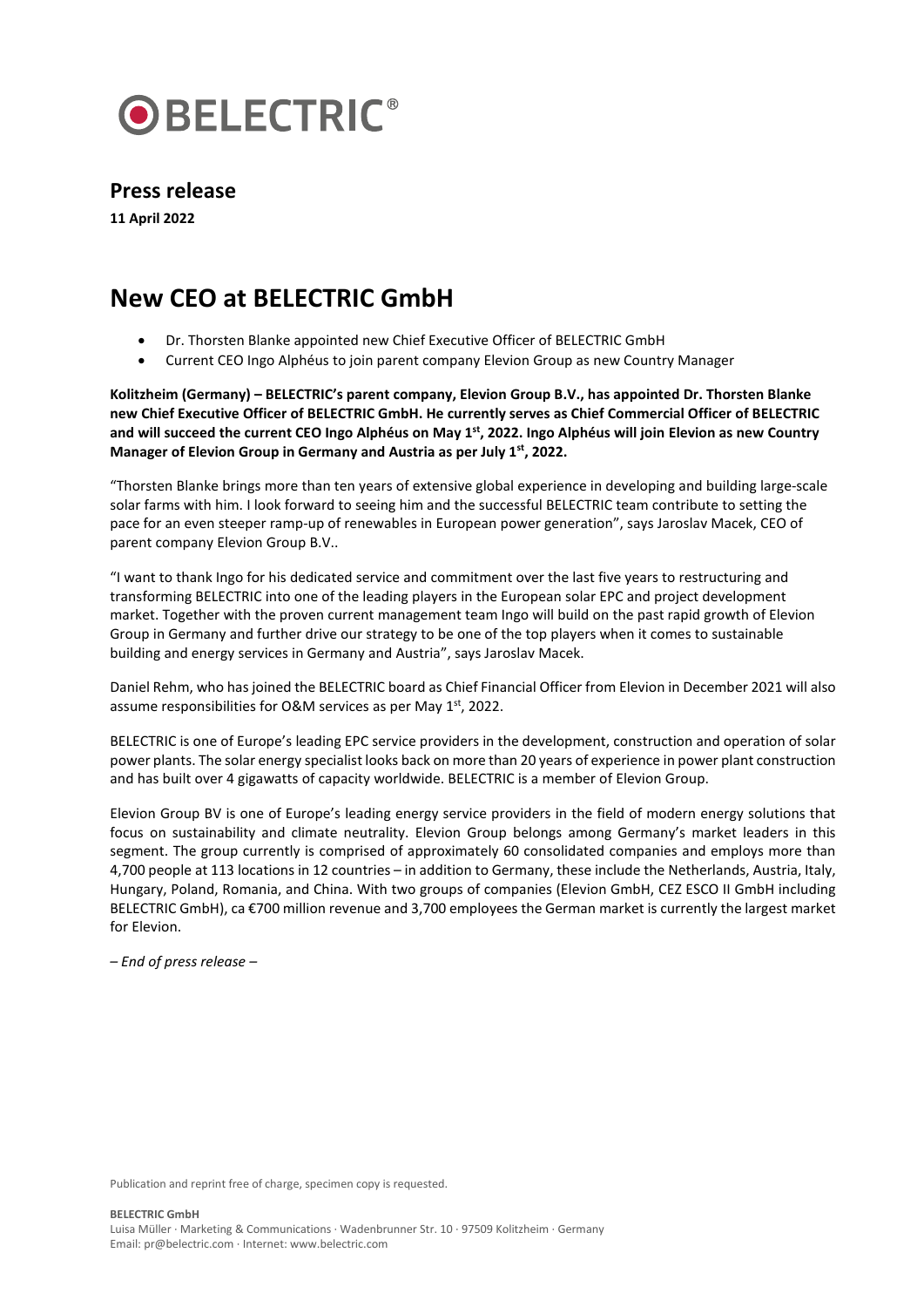# BELECTRIC®

## Press release

**11 April 2022**

# New CEO at BELECTRIC GmbH

- Dr. Thorsten Blanke appointed new Chief Executive Officer of BELECTRIC GmbH
- Current CEO Ingo Alphéus to join parent company Elevion Group as new Country Manager

**Kolitzheim (Germany) – BELECTRIC's parent company, Elevion Group B.V., has appointed Dr. Thorsten Blanke new Chief Executive Officer of BELECTRIC GmbH. He currently serves as Chief Commercial Officer of BELECTRIC and will succeed the current CEO Ingo Alphéus on May 1st, 2022. Ingo Alphéus will join Elevion as new Country Manager of Elevion Group in Germany and Austria as per July 1st, 2022.**

"Thorsten Blanke brings more than ten years of extensive global experience in developing and building large-scale solar farms with him. I look forward to seeing him and the successful BELECTRIC team contribute to setting the pace for an even steeper ramp-up of renewables in European power generation", says Jaroslav Macek, CEO of parent company Elevion Group B.V..

"I want to thank Ingo for his dedicated service and commitment over the last five years to restructuring and transforming BELECTRIC into one of the leading players in the European solar EPC and project development market. Together with the proven current management team Ingo will build on the past rapid growth of Elevion Group in Germany and further drive our strategy to be one of the top players when it comes to sustainable building and energy services in Germany and Austria", says Jaroslav Macek.

Daniel Rehm, who has joined the BELECTRIC board as Chief Financial Officer from Elevion in December 2021 will also assume responsibilities for O&M services as per May 1st, 2022.

BELECTRIC is one of Europe's leading EPC service providers in the development, construction and operation of solar power plants. The solar energy specialist looks back on more than 20 years of experience in power plant construction and has built over 4 gigawatts of capacity worldwide. BELECTRIC is a member of Elevion Group.

Elevion Group BV is one of Europe's leading energy service providers in the field of modern energy solutions that focus on sustainability and climate neutrality. Elevion Group belongs among Germany's market leaders in this segment. The group currently is comprised of approximately 60 consolidated companies and employs more than 4,700 people at 113 locations in 12 countries – in addition to Germany, these include the Netherlands, Austria, Italy, Hungary, Poland, Romania, and China. With two groups of companies (Elevion GmbH, CEZ ESCO II GmbH including BELECTRIC GmbH), ca €700 million revenue and 3,700 employees the German market is currently the largest market for Elevion.

*– End of press release –*

Publication and reprint free of charge, specimen copy is requested.

**BELECTRIC GmbH**
Luisa Müller · Marketing & Communications · Wadenbrunner Str. 10 · 97509 Kolitzheim · Germany
Email: pr@belectric.com · Internet: www.belectric.com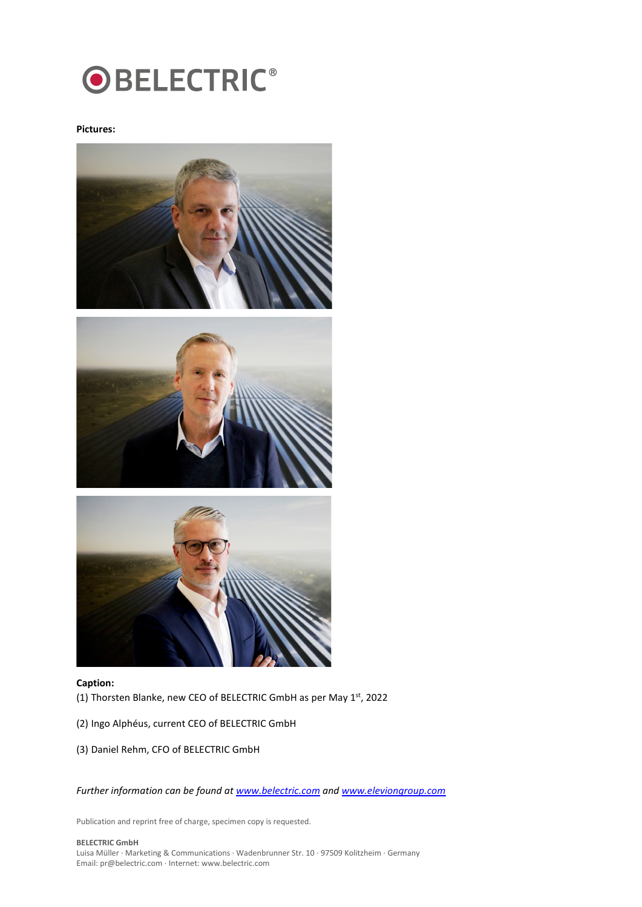**Pictures:**

**Caption:**

(1) Thorsten Blanke, new CEO of BELECTRIC GmbH as per May 1st, 2022

(2) Ingo Alphéus, current CEO of BELECTRIC GmbH

(3) Daniel Rehm, CFO of BELECTRIC GmbH

*Further information can be found at [www.belectric.com](http://www.belectric.com) and [www.eleviongroup.com](http://www.eleviongroup.com)*

Publication and reprint free of charge, specimen copy is requested.

**BELECTRIC GmbH**
Luisa Müller · Marketing & Communications · Wadenbrunner Str. 10 · 97509 Kolitzheim · Germany
Email: pr@belectric.com · Internet: www.belectric.com